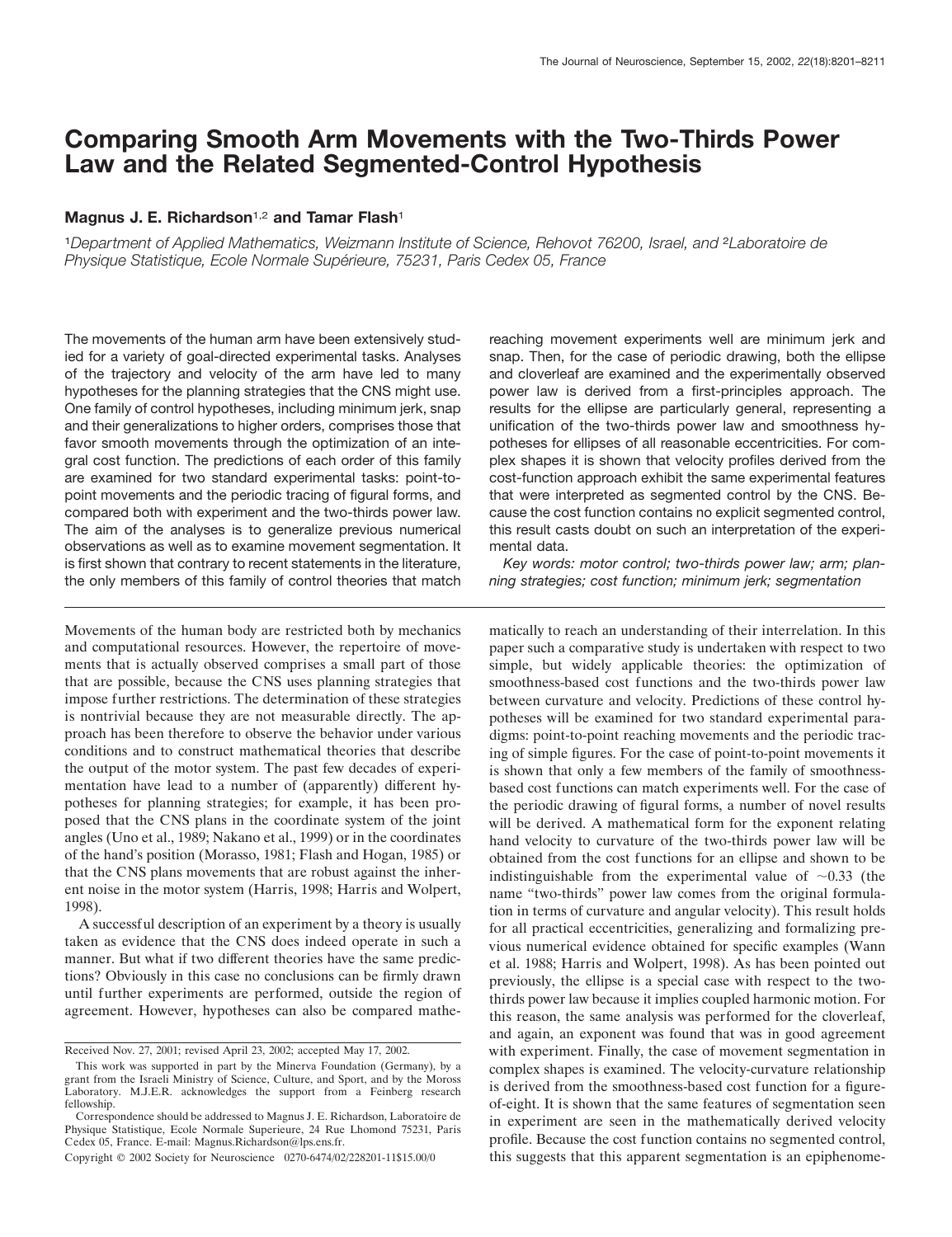# Comparing Smooth Arm Movements with the Two-Thirds Power Law and the Related Segmented-Control Hypothesis

**Magnus J. E. Richardson[1,2] and Tamar Flash[1]**

[1]*Department of Applied Mathematics, Weizmann Institute of Science, Rehovot 76200, Israel, and* [2]*Laboratoire de Physique Statistique, Ecole Normale Supérieure, 75231, Paris Cedex 05, France*

The movements of the human arm have been extensively studied for a variety of goal-directed experimental tasks. Analyses of the trajectory and velocity of the arm have led to many hypotheses for the planning strategies that the CNS might use. One family of control hypotheses, including minimum jerk, snap and their generalizations to higher orders, comprises those that favor smooth movements through the optimization of an integral cost function. The predictions of each order of this family are examined for two standard experimental tasks: point-to-point movements and the periodic tracing of figural forms, and compared both with experiment and the two-thirds power law. The aim of the analyses is to generalize previous numerical observations as well as to examine movement segmentation. It is first shown that contrary to recent statements in the literature, the only members of this family of control theories that match reaching movement experiments well are minimum jerk and snap. Then, for the case of periodic drawing, both the ellipse and cloverleaf are examined and the experimentally observed power law is derived from a first-principles approach. The results for the ellipse are particularly general, representing a unification of the two-thirds power law and smoothness hypotheses for ellipses of all reasonable eccentricities. For complex shapes it is shown that velocity profiles derived from the cost-function approach exhibit the same experimental features that were interpreted as segmented control by the CNS. Because the cost function contains no explicit segmented control, this result casts doubt on such an interpretation of the experimental data.

*Key words: motor control; two-thirds power law; arm; planning strategies; cost function; minimum jerk; segmentation*

Movements of the human body are restricted both by mechanics and computational resources. However, the repertoire of movements that is actually observed comprises a small part of those that are possible, because the CNS uses planning strategies that impose further restrictions. The determination of these strategies is nontrivial because they are not measurable directly. The approach has been therefore to observe the behavior under various conditions and to construct mathematical theories that describe the output of the motor system. The past few decades of experimentation have lead to a number of (apparently) different hypotheses for planning strategies; for example, it has been proposed that the CNS plans in the coordinate system of the joint angles (Uno et al., 1989; Nakano et al., 1999) or in the coordinates of the hand's position (Morasso, 1981; Flash and Hogan, 1985) or that the CNS plans movements that are robust against the inherent noise in the motor system (Harris, 1998; Harris and Wolpert, 1998).

A successful description of an experiment by a theory is usually taken as evidence that the CNS does indeed operate in such a manner. But what if two different theories have the same predictions? Obviously in this case no conclusions can be firmly drawn until further experiments are performed, outside the region of agreement. However, hypotheses can also be compared mathematically to reach an understanding of their interrelation. In this paper such a comparative study is undertaken with respect to two simple, but widely applicable theories: the optimization of smoothness-based cost functions and the two-thirds power law between curvature and velocity. Predictions of these control hypotheses will be examined for two standard experimental paradigms: point-to-point reaching movements and the periodic tracing of simple figures. For the case of point-to-point movements it is shown that only a few members of the family of smoothness-based cost functions can match experiments well. For the case of the periodic drawing of figural forms, a number of novel results will be derived. A mathematical form for the exponent relating hand velocity to curvature of the two-thirds power law will be obtained from the cost functions for an ellipse and shown to be indistinguishable from the experimental value of ~0.33 (the name "two-thirds" power law comes from the original formulation in terms of curvature and angular velocity). This result holds for all practical eccentricities, generalizing and formalizing previous numerical evidence obtained for specific examples (Wann et al. 1988; Harris and Wolpert, 1998). As has been pointed out previously, the ellipse is a special case with respect to the two-thirds power law because it implies coupled harmonic motion. For this reason, the same analysis was performed for the cloverleaf, and again, an exponent was found that was in good agreement with experiment. Finally, the case of movement segmentation in complex shapes is examined. The velocity-curvature relationship is derived from the smoothness-based cost function for a figure-of-eight. It is shown that the same features of segmentation seen in experiment are seen in the mathematically derived velocity profile. Because the cost function contains no segmented control, this suggests that this apparent segmentation is an epipheome-

Received Nov. 27, 2001; revised April 23, 2002; accepted May 17, 2002.

This work was supported in part by the Minerva Foundation (Germany), by a grant from the Israeli Ministry of Science, Culture, and Sport, and by the Moross Laboratory. M.J.E.R. acknowledges the support from a Feinberg research fellowship.

Correspondence should be addressed to Magnus J. E. Richardson, Laboratoire de Physique Statistique, Ecole Normale Superieure, 24 Rue Lhomond 75231, Paris Cedex 05, France. E-mail: Magnus.Richardson@lps.ens.fr.

Copyright © 2002 Society for Neuroscience 0270-6474/02/228201-11$15.00/0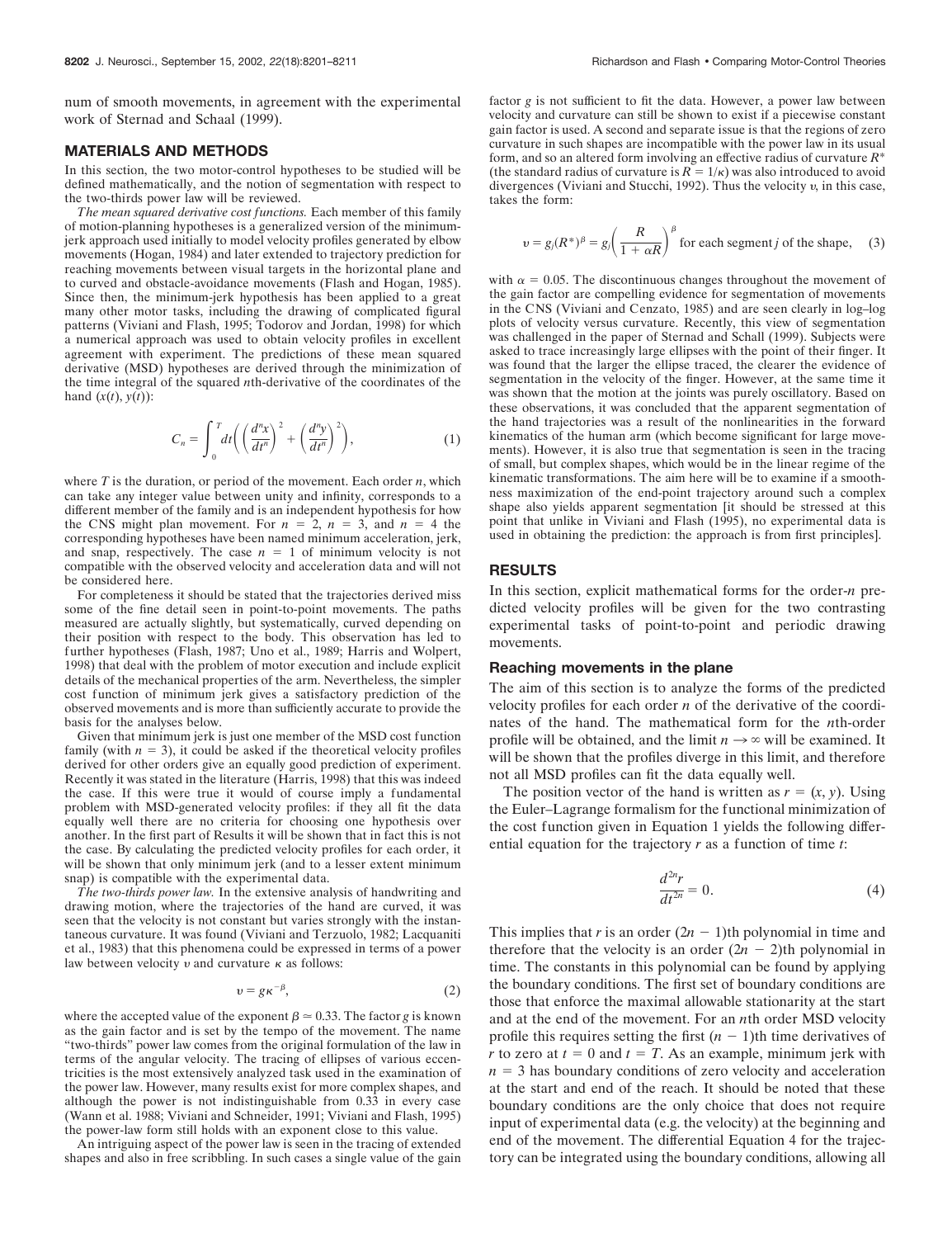num of smooth movements, in agreement with the experimental work of Sternad and Schaal (1999).

## MATERIALS AND METHODS

In this section, the two motor-control hypotheses to be studied will be defined mathematically, and the notion of segmentation with respect to the two-thirds power law will be reviewed.

*The mean squared derivative cost functions.* Each member of this family of motion-planning hypotheses is a generalized version of the minimum-jerk approach used initially to model velocity profiles generated by elbow movements (Hogan, 1984) and later extended to trajectory prediction for reaching movements between visual targets in the horizontal plane and to curved and obstacle-avoidance movements (Flash and Hogan, 1985). Since then, the minimum-jerk hypothesis has been applied to a great many other motor tasks, including the drawing of complicated figural patterns (Viviani and Flash, 1995; Todorov and Jordan, 1998) for which a numerical approach was used to obtain velocity profiles in excellent agreement with experiment. The predictions of these mean squared derivative (MSD) hypotheses are derived through the minimization of the time integral of the squared $n$th-derivative of the coordinates of the hand $(x(t), y(t))$:

$$C_n = \int_0^T dt\left(\left(\frac{d^n x}{dt^n}\right)^2 + \left(\frac{d^n y}{dt^n}\right)^2\right), \tag{1}$$

where $T$ is the duration, or period of the movement. Each order $n$, which can take any integer value between unity and infinity, corresponds to a different member of the family and is an independent hypothesis for how the CNS might plan movement. For $n = 2$, $n = 3$, and $n = 4$ the corresponding hypotheses have been named minimum acceleration, jerk, and snap, respectively. The case $n = 1$ of minimum velocity is not compatible with the observed velocity and acceleration data and will not be considered here.

For completeness it should be stated that the trajectories derived miss some of the fine detail seen in point-to-point movements. The paths measured are actually slightly, but systematically, curved depending on their position with respect to the body. This observation has led to further hypotheses (Flash, 1987; Uno et al., 1989; Harris and Wolpert, 1998) that deal with the problem of motor execution and include explicit details of the mechanical properties of the arm. Nevertheless, the simpler cost function of minimum jerk gives a satisfactory prediction of the observed movements and is more than sufficiently accurate to provide the basis for the analyses below.

Given that minimum jerk is just one member of the MSD cost function family (with $n = 3$), it could be asked if the theoretical velocity profiles derived for other orders give an equally good prediction of experiment. Recently it was stated in the literature (Harris, 1998) that this was indeed the case. If this were true it would of course imply a fundamental problem with MSD-generated velocity profiles: if they all fit the data equally well there are no criteria for choosing one hypothesis over another. In the first part of Results it will be shown that in fact this is not the case. By calculating the predicted velocity profiles for each order, it will be shown that only minimum jerk (and to a lesser extent minimum snap) is compatible with the experimental data.

*The two-thirds power law.* In the extensive analysis of handwriting and drawing motion, where the trajectories of the hand are curved, it was seen that the velocity is not constant but varies strongly with the instantaneous curvature. It was found (Viviani and Terzuolo, 1982; Lacquaniti et al., 1983) that this phenomena could be expressed in terms of a power law between velocity $v$ and curvature $\kappa$ as follows:

$$v = g\kappa^{-\beta}, \tag{2}$$

where the accepted value of the exponent $\beta \simeq 0.33$. The factor $g$ is known as the gain factor and is set by the tempo of the movement. The name "two-thirds" power law comes from the original formulation of the law in terms of the angular velocity. The tracing of ellipses of various eccentricities is the most extensively analyzed task used in the examination of the power law. However, many results exist for more complex shapes, and although the power is not indistinguishable from 0.33 in every case (Wann et al. 1988; Viviani and Schneider, 1991; Viviani and Flash, 1995) the power-law form still holds with an exponent close to this value.

An intriguing aspect of the power law is seen in the tracing of extended shapes and also in free scribbling. In such cases a single value of the gain factor $g$ is not sufficient to fit the data. However, a power law between velocity and curvature can still be shown to exist if a piecewise constant gain factor is used. A second and separate issue is that the regions of zero curvature in such shapes are incompatible with the power law in its usual form, and so an altered form involving an effective radius of curvature $R^*$ (the standard radius of curvature is $R = 1/\kappa$) was also introduced to avoid divergences (Viviani and Stucchi, 1992). Thus the velocity $v$, in this case, takes the form:

$$v = g_j(R^*)^\beta = g_j\left(\frac{R}{1 + \alpha R}\right)^\beta \text{ for each segment } j \text{ of the shape,} \tag{3}$$

with $\alpha = 0.05$. The discontinuous changes throughout the movement of the gain factor are compelling evidence for segmentation of movements in the CNS (Viviani and Cenzato, 1985) and are seen clearly in log–log plots of velocity versus curvature. Recently, this view of segmentation was challenged in the paper of Sternad and Schall (1999). Subjects were asked to trace increasingly large ellipses with the point of their finger. It was found that the larger the ellipse traced, the clearer the evidence of segmentation in the velocity of the finger. However, at the same time it was shown that the motion at the joints was purely oscillatory. Based on these observations, it was concluded that the apparent segmentation of the hand trajectories was a result of the nonlinearities in the forward kinematics of the human arm (which become significant for large movements). However, it is also true that segmentation is seen in the tracing of small, but complex shapes, which would be in the linear regime of the kinematic transformations. The aim here will be to examine if a smoothness maximization of the end-point trajectory around such a complex shape also yields apparent segmentation [it should be stressed at this point that unlike in Viviani and Flash (1995), no experimental data is used in obtaining the prediction: the approach is from first principles].

## RESULTS

In this section, explicit mathematical forms for the order-$n$ predicted velocity profiles will be given for the two contrasting experimental tasks of point-to-point and periodic drawing movements.

### Reaching movements in the plane

The aim of this section is to analyze the forms of the predicted velocity profiles for each order $n$ of the derivative of the coordinates of the hand. The mathematical form for the $n$th-order profile will be obtained, and the limit $n \to \infty$ will be examined. It will be shown that the profiles diverge in this limit, and therefore not all MSD profiles can fit the data equally well.

The position vector of the hand is written as $r = (x, y)$. Using the Euler–Lagrange formalism for the functional minimization of the cost function given in Equation 1 yields the following differential equation for the trajectory $r$ as a function of time $t$:

$$\frac{d^{2n}r}{dt^{2n}} = 0. \tag{4}$$

This implies that $r$ is an order $(2n - 1)$th polynomial in time and therefore that the velocity is an order $(2n - 2)$th polynomial in time. The constants in this polynomial can be found by applying the boundary conditions. The first set of boundary conditions are those that enforce the maximal allowable stationarity at the start and at the end of the movement. For an $n$th order MSD velocity profile this requires setting the first $(n - 1)$th time derivatives of $r$ to zero at $t = 0$ and $t = T$. As an example, minimum jerk with $n = 3$ has boundary conditions of zero velocity and acceleration at the start and end of the reach. It should be noted that these boundary conditions are the only choice that does not require input of experimental data (e.g. the velocity) at the beginning and end of the movement. The differential Equation 4 for the trajectory can be integrated using the boundary conditions, allowing all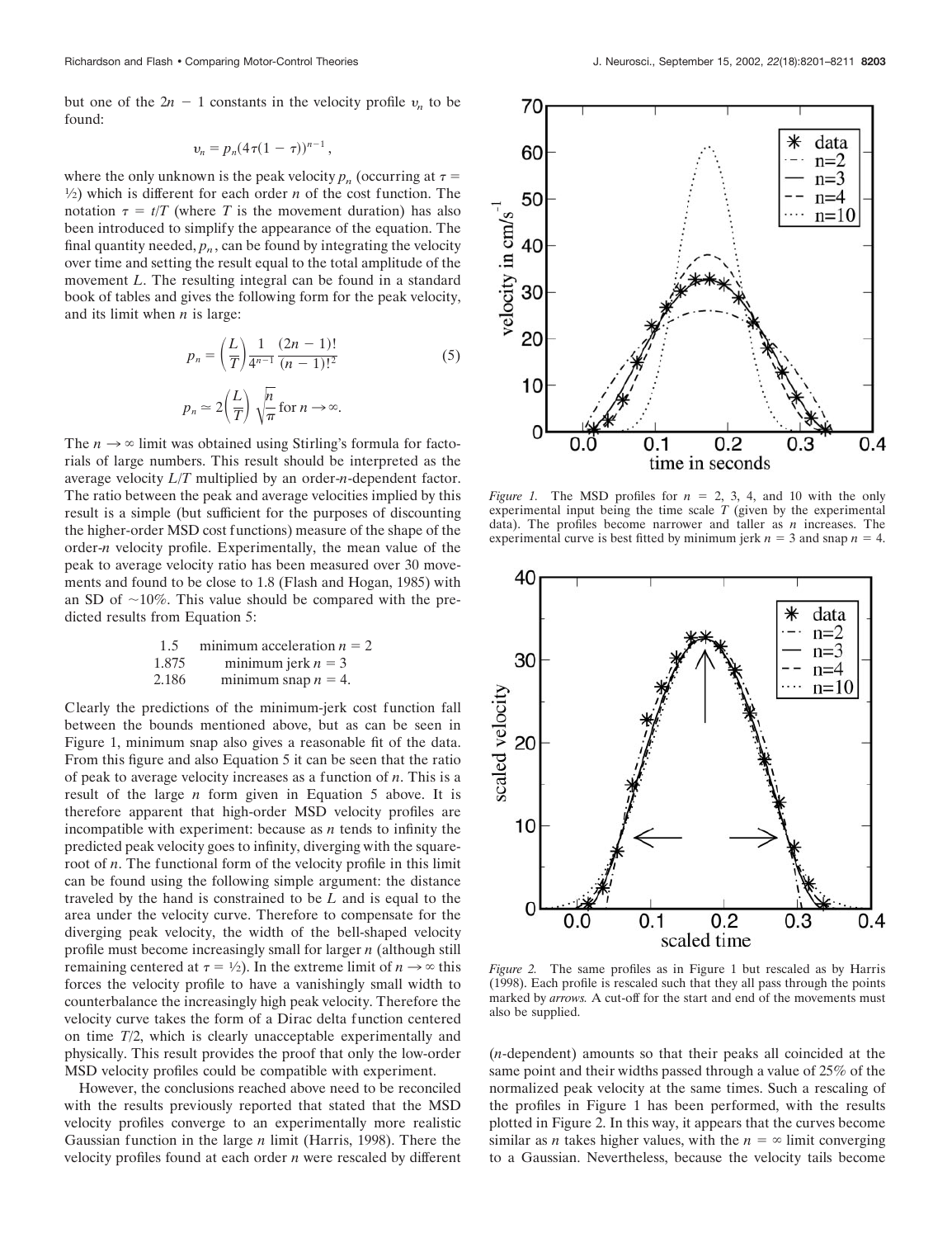but one of the $2n - 1$ constants in the velocity profile $v_n$ to be found:

$$v_n = p_n(4\tau(1-\tau))^{n-1},$$

where the only unknown is the peak velocity $p_n$ (occurring at $\tau = \frac{1}{2}$) which is different for each order $n$ of the cost function. The notation $\tau = t/T$ (where $T$ is the movement duration) has also been introduced to simplify the appearance of the equation. The final quantity needed, $p_n$, can be found by integrating the velocity over time and setting the result equal to the total amplitude of the movement $L$. The resulting integral can be found in a standard book of tables and gives the following form for the peak velocity, and its limit when $n$ is large:

$$p_n = \left(\frac{L}{T}\right)\frac{1}{4^{n-1}}\frac{(2n-1)!}{(n-1)!^2} \tag{5}$$

$$p_n \simeq 2\left(\frac{L}{T}\right)\sqrt{\frac{n}{\pi}} \text{ for } n \rightarrow \infty.$$

The $n \rightarrow \infty$ limit was obtained using Stirling's formula for factorials of large numbers. This result should be interpreted as the average velocity $L/T$ multiplied by an order-$n$-dependent factor. The ratio between the peak and average velocities implied by this result is a simple (but sufficient for the purposes of discounting the higher-order MSD cost functions) measure of the shape of the order-$n$ velocity profile. Experimentally, the mean value of the peak to average velocity ratio has been measured over 30 movements and found to be close to 1.8 (Flash and Hogan, 1985) with an SD of ~10%. This value should be compared with the predicted results from Equation 5:

| | |
|---|---|
| 1.5 | minimum acceleration $n = 2$ |
| 1.875 | minimum jerk $n = 3$ |
| 2.186 | minimum snap $n = 4$. |

Clearly the predictions of the minimum-jerk cost function fall between the bounds mentioned above, but as can be seen in Figure 1, minimum snap also gives a reasonable fit of the data. From this figure and also Equation 5 it can be seen that the ratio of peak to average velocity increases as a function of $n$. This is a result of the large $n$ form given in Equation 5 above. It is therefore apparent that high-order MSD velocity profiles are incompatible with experiment: because as $n$ tends to infinity the predicted peak velocity goes to infinity, diverging with the square-root of $n$. The functional form of the velocity profile in this limit can be found using the following simple argument: the distance traveled by the hand is constrained to be $L$ and is equal to the area under the velocity curve. Therefore to compensate for the diverging peak velocity, the width of the bell-shaped velocity profile must become increasingly small for larger $n$ (although still remaining centered at $\tau = \frac{1}{2}$). In the extreme limit of $n \rightarrow \infty$ this forces the velocity profile to have a vanishingly small width to counterbalance the increasingly high peak velocity. Therefore the velocity curve takes the form of a Dirac delta function centered on time $T/2$, which is clearly unacceptable experimentally and physically. This result provides the proof that only the low-order MSD velocity profiles could be compatible with experiment.

However, the conclusions reached above need to be reconciled with the results previously reported that stated that the MSD velocity profiles converge to an experimentally more realistic Gaussian function in the large $n$ limit (Harris, 1998). There the velocity profiles found at each order $n$ were rescaled by different ($n$-dependent) amounts so that their peaks all coincided at the same point and their widths passed through a value of 25% of the normalized peak velocity at the same times. Such a rescaling of the profiles in Figure 1 has been performed, with the results plotted in Figure 2. In this way, it appears that the curves become similar as $n$ takes higher values, with the $n = \infty$ limit converging to a Gaussian. Nevertheless, because the velocity tails become

*Figure 1.* The MSD profiles for $n = 2$, 3, 4, and 10 with the only experimental input being the time scale $T$ (given by the experimental data). The profiles become narrower and taller as $n$ increases. The experimental curve is best fitted by minimum jerk $n = 3$ and snap $n = 4$.

*Figure 2.* The same profiles as in Figure 1 but rescaled as by Harris (1998). Each profile is rescaled such that they all pass through the points marked by *arrows*. A cut-off for the start and end of the movements must also be supplied.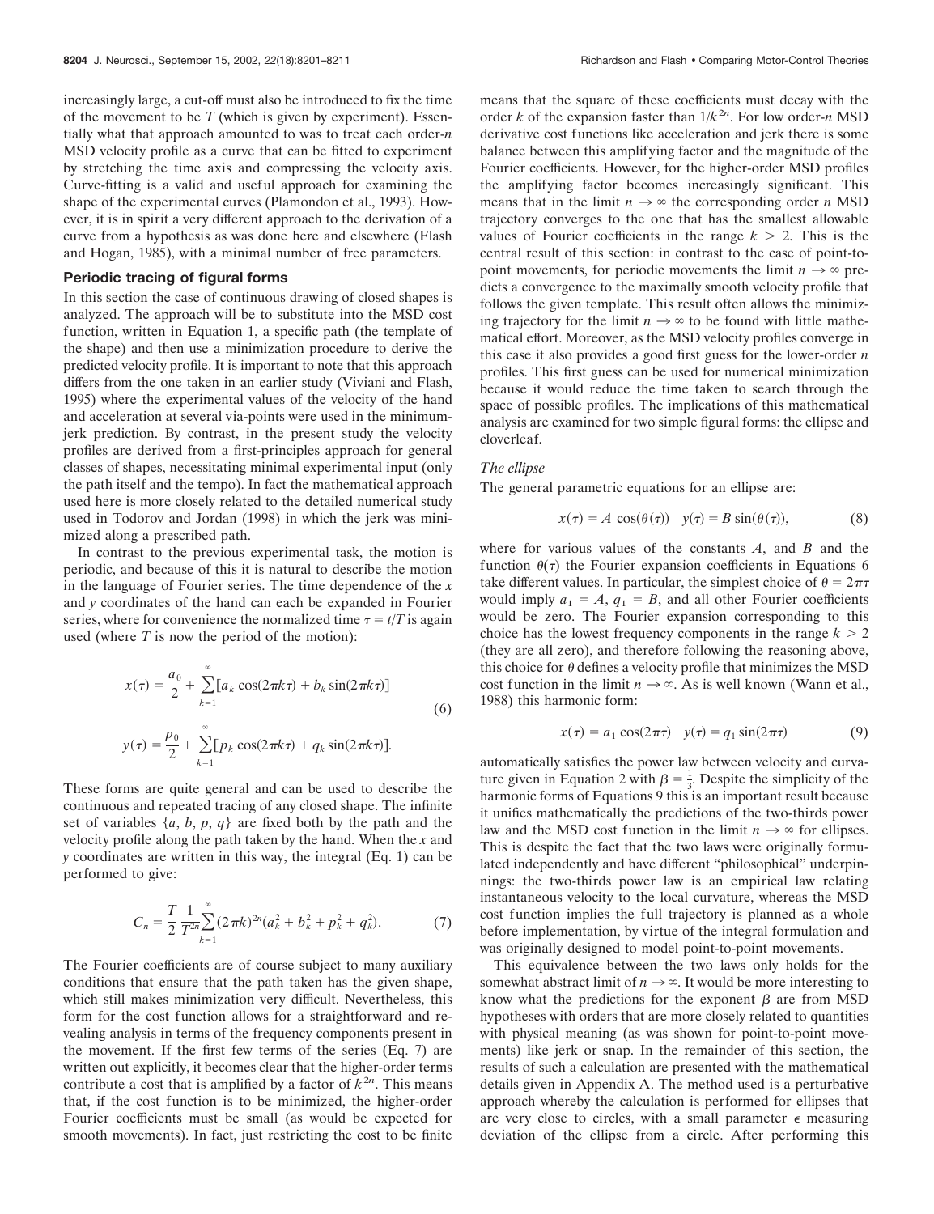increasingly large, a cut-off must also be introduced to fix the time of the movement to be $T$ (which is given by experiment). Essentially what that approach amounted to was to treat each order-$n$ MSD velocity profile as a curve that can be fitted to experiment by stretching the time axis and compressing the velocity axis. Curve-fitting is a valid and useful approach for examining the shape of the experimental curves (Plamondon et al., 1993). However, it is in spirit a very different approach to the derivation of a curve from a hypothesis as was done here and elsewhere (Flash and Hogan, 1985), with a minimal number of free parameters.

## Periodic tracing of figural forms

In this section the case of continuous drawing of closed shapes is analyzed. The approach will be to substitute into the MSD cost function, written in Equation 1, a specific path (the template of the shape) and then use a minimization procedure to derive the predicted velocity profile. It is important to note that this approach differs from the one taken in an earlier study (Viviani and Flash, 1995) where the experimental values of the velocity of the hand and acceleration at several via-points were used in the minimum-jerk prediction. By contrast, in the present study the velocity profiles are derived from a first-principles approach for general classes of shapes, necessitating minimal experimental input (only the path itself and the tempo). In fact the mathematical approach used here is more closely related to the detailed numerical study used in Todorov and Jordan (1998) in which the jerk was minimized along a prescribed path.

In contrast to the previous experimental task, the motion is periodic, and because of this it is natural to describe the motion in the language of Fourier series. The time dependence of the $x$ and $y$ coordinates of the hand can each be expanded in Fourier series, where for convenience the normalized time $\tau = t/T$ is again used (where $T$ is now the period of the motion):

$$x(\tau) = \frac{a_0}{2} + \sum_{k=1}^{\infty}[a_k \cos(2\pi k\tau) + b_k \sin(2\pi k\tau)]$$
$$y(\tau) = \frac{p_0}{2} + \sum_{k=1}^{\infty}[p_k \cos(2\pi k\tau) + q_k \sin(2\pi k\tau)]. \tag{6}$$

These forms are quite general and can be used to describe the continuous and repeated tracing of any closed shape. The infinite set of variables $\{a, b, p, q\}$ are fixed both by the path and the velocity profile along the path taken by the hand. When the $x$ and $y$ coordinates are written in this way, the integral (Eq. 1) can be performed to give:

$$C_n = \frac{T}{2}\frac{1}{T^{2n}}\sum_{k=1}^{\infty}(2\pi k)^{2n}(a_k^2 + b_k^2 + p_k^2 + q_k^2). \tag{7}$$

The Fourier coefficients are of course subject to many auxiliary conditions that ensure that the path taken has the given shape, which still makes minimization very difficult. Nevertheless, this form for the cost function allows for a straightforward and revealing analysis in terms of the frequency components present in the movement. If the first few terms of the series (Eq. 7) are written out explicitly, it becomes clear that the higher-order terms contribute a cost that is amplified by a factor of $k^{2n}$. This means that, if the cost function is to be minimized, the higher-order Fourier coefficients must be small (as would be expected for smooth movements). In fact, just restricting the cost to be finite means that the square of these coefficients must decay with the order $k$ of the expansion faster than $1/k^{2n}$. For low order-$n$ MSD derivative cost functions like acceleration and jerk there is some balance between this amplifying factor and the magnitude of the Fourier coefficients. However, for the higher-order MSD profiles the amplifying factor becomes increasingly significant. This means that in the limit $n \to \infty$ the corresponding order $n$ MSD trajectory converges to the one that has the smallest allowable values of Fourier coefficients in the range $k > 2$. This is the central result of this section: in contrast to the case of point-to-point movements, for periodic movements the limit $n \to \infty$ predicts a convergence to the maximally smooth velocity profile that follows the given template. This result often allows the minimizing trajectory for the limit $n \to \infty$ to be found with little mathematical effort. Moreover, as the MSD velocity profiles converge in this case it also provides a good first guess for the lower-order $n$ profiles. This first guess can be used for numerical minimization because it would reduce the time taken to search through the space of possible profiles. The implications of this mathematical analysis are examined for two simple figural forms: the ellipse and cloverleaf.

### *The ellipse*

The general parametric equations for an ellipse are:

$$x(\tau) = A\cos(\theta(\tau)) \quad y(\tau) = B\sin(\theta(\tau)), \tag{8}$$

where for various values of the constants $A$, and $B$ and the function $\theta(\tau)$ the Fourier expansion coefficients in Equations 6 take different values. In particular, the simplest choice of $\theta = 2\pi\tau$ would imply $a_1 = A$, $q_1 = B$, and all other Fourier coefficients would be zero. The Fourier expansion corresponding to this choice has the lowest frequency components in the range $k > 2$ (they are all zero), and therefore following the reasoning above, this choice for $\theta$ defines a velocity profile that minimizes the MSD cost function in the limit $n \to \infty$. As is well known (Wann et al., 1988) this harmonic form:

$$x(\tau) = a_1\cos(2\pi\tau) \quad y(\tau) = q_1\sin(2\pi\tau) \tag{9}$$

automatically satisfies the power law between velocity and curvature given in Equation 2 with $\beta = \frac{1}{3}$. Despite the simplicity of the harmonic forms of Equations 9 this is an important result because it unifies mathematically the predictions of the two-thirds power law and the MSD cost function in the limit $n \to \infty$ for ellipses. This is despite the fact that the two laws were originally formulated independently and have different "philosophical" underpinnings: the two-thirds power law is an empirical law relating instantaneous velocity to the local curvature, whereas the MSD cost function implies the full trajectory is planned as a whole before implementation, by virtue of the integral formulation and was originally designed to model point-to-point movements.

This equivalence between the two laws only holds for the somewhat abstract limit of $n \to \infty$. It would be more interesting to know what the predictions for the exponent $\beta$ are from MSD hypotheses with orders that are more closely related to quantities with physical meaning (as was shown for point-to-point movements) like jerk or snap. In the remainder of this section, the results of such a calculation are presented with the mathematical details given in Appendix A. The method used is a perturbative approach whereby the calculation is performed for ellipses that are very close to circles, with a small parameter $\epsilon$ measuring deviation of the ellipse from a circle. After performing this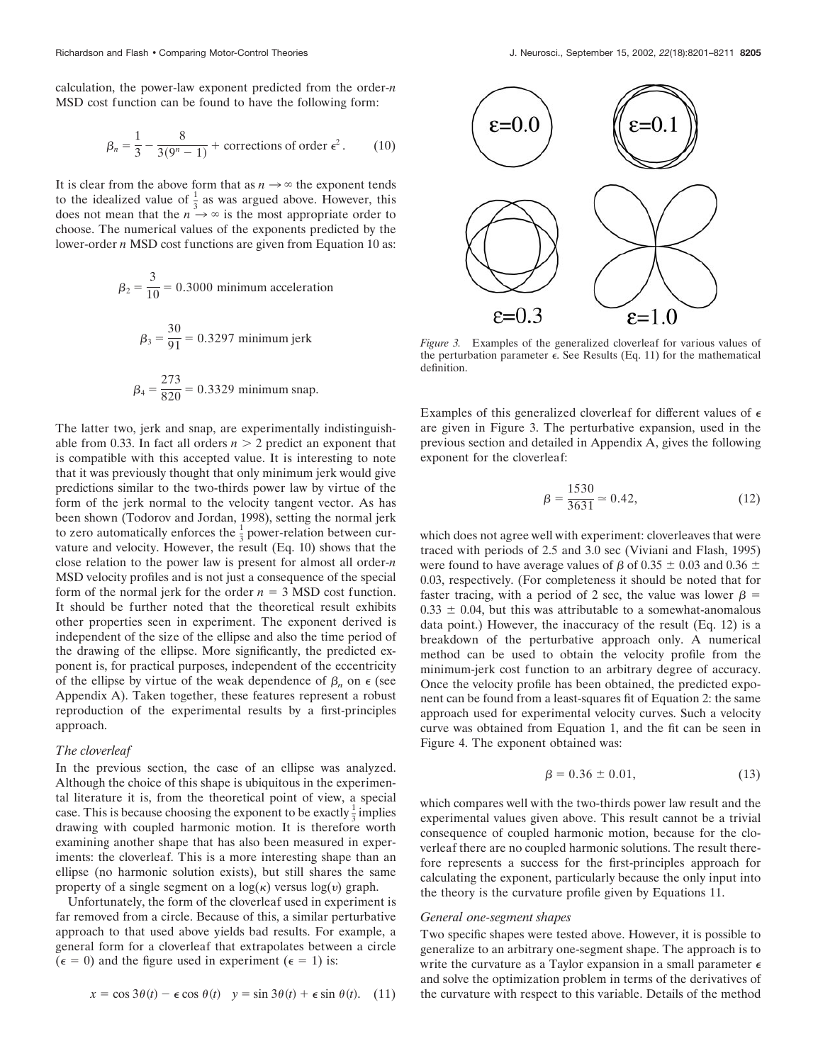calculation, the power-law exponent predicted from the order-$n$ MSD cost function can be found to have the following form:

$$\beta_n = \frac{1}{3} - \frac{8}{3(9^n - 1)} + \text{corrections of order } \epsilon^2. \tag{10}$$

It is clear from the above form that as $n \to \infty$ the exponent tends to the idealized value of $\frac{1}{3}$ as was argued above. However, this does not mean that the $n \to \infty$ is the most appropriate order to choose. The numerical values of the exponents predicted by the lower-order $n$ MSD cost functions are given from Equation 10 as:

$$\beta_2 = \frac{3}{10} = 0.3000 \text{ minimum acceleration}$$

$$\beta_3 = \frac{30}{91} = 0.3297 \text{ minimum jerk}$$

$$\beta_4 = \frac{273}{820} = 0.3329 \text{ minimum snap.}$$

The latter two, jerk and snap, are experimentally indistinguishable from 0.33. In fact all orders $n > 2$ predict an exponent that is compatible with this accepted value. It is interesting to note that it was previously thought that only minimum jerk would give predictions similar to the two-thirds power law by virtue of the form of the jerk normal to the velocity tangent vector. As has been shown (Todorov and Jordan, 1998), setting the normal jerk to zero automatically enforces the $\frac{1}{3}$ power-relation between curvature and velocity. However, the result (Eq. 10) shows that the close relation to the power law is present for almost all order-$n$ MSD velocity profiles and is not just a consequence of the special form of the normal jerk for the order $n = 3$ MSD cost function. It should be further noted that the theoretical result exhibits other properties seen in experiment. The exponent derived is independent of the size of the ellipse and also the time period of the drawing of the ellipse. More significantly, the predicted exponent is, for practical purposes, independent of the eccentricity of the ellipse by virtue of the weak dependence of $\beta_n$ on $\epsilon$ (see Appendix A). Taken together, these features represent a robust reproduction of the experimental results by a first-principles approach.

### *The cloverleaf*

In the previous section, the case of an ellipse was analyzed. Although the choice of this shape is ubiquitous in the experimental literature it is, from the theoretical point of view, a special case. This is because choosing the exponent to be exactly $\frac{1}{3}$ implies drawing with coupled harmonic motion. It is therefore worth examining another shape that has also been measured in experiments: the cloverleaf. This is a more interesting shape than an ellipse (no harmonic solution exists), but still shares the same property of a single segment on a $\log(\kappa)$ versus $\log(v)$ graph.

Unfortunately, the form of the cloverleaf used in experiment is far removed from a circle. Because of this, a similar perturbative approach to that used above yields bad results. For example, a general form for a cloverleaf that extrapolates between a circle ($\epsilon = 0$) and the figure used in experiment ($\epsilon = 1$) is:

$$x = \cos 3\theta(t) - \epsilon \cos \theta(t) \quad y = \sin 3\theta(t) + \epsilon \sin \theta(t). \tag{11}$$

*Figure 3.* Examples of the generalized cloverleaf for various values of the perturbation parameter $\epsilon$. See Results (Eq. 11) for the mathematical definition.

Examples of this generalized cloverleaf for different values of $\epsilon$ are given in Figure 3. The perturbative expansion, used in the previous section and detailed in Appendix A, gives the following exponent for the cloverleaf:

$$\beta = \frac{1530}{3631} \simeq 0.42, \tag{12}$$

which does not agree well with experiment: cloverleaves that were traced with periods of 2.5 and 3.0 sec (Viviani and Flash, 1995) were found to have average values of $\beta$ of $0.35 \pm 0.03$ and $0.36 \pm 0.03$, respectively. (For completeness it should be noted that for faster tracing, with a period of 2 sec, the value was lower $\beta = 0.33 \pm 0.04$, but this was attributable to a somewhat-anomalous data point.) However, the inaccuracy of the result (Eq. 12) is a breakdown of the perturbative approach only. A numerical method can be used to obtain the velocity profile from the minimum-jerk cost function to an arbitrary degree of accuracy. Once the velocity profile has been obtained, the predicted exponent can be found from a least-squares fit of Equation 2: the same approach used for experimental velocity curves. Such a velocity curve was obtained from Equation 1, and the fit can be seen in Figure 4. The exponent obtained was:

$$\beta = 0.36 \pm 0.01, \tag{13}$$

which compares well with the two-thirds power law result and the experimental values given above. This result cannot be a trivial consequence of coupled harmonic motion, because for the cloverleaf there are no coupled harmonic solutions. The result therefore represents a success for the first-principles approach for calculating the exponent, particularly because the only input into the theory is the curvature profile given by Equations 11.

### *General one-segment shapes*

Two specific shapes were tested above. However, it is possible to generalize to an arbitrary one-segment shape. The approach is to write the curvature as a Taylor expansion in a small parameter $\epsilon$ and solve the optimization problem in terms of the derivatives of the curvature with respect to this variable. Details of the method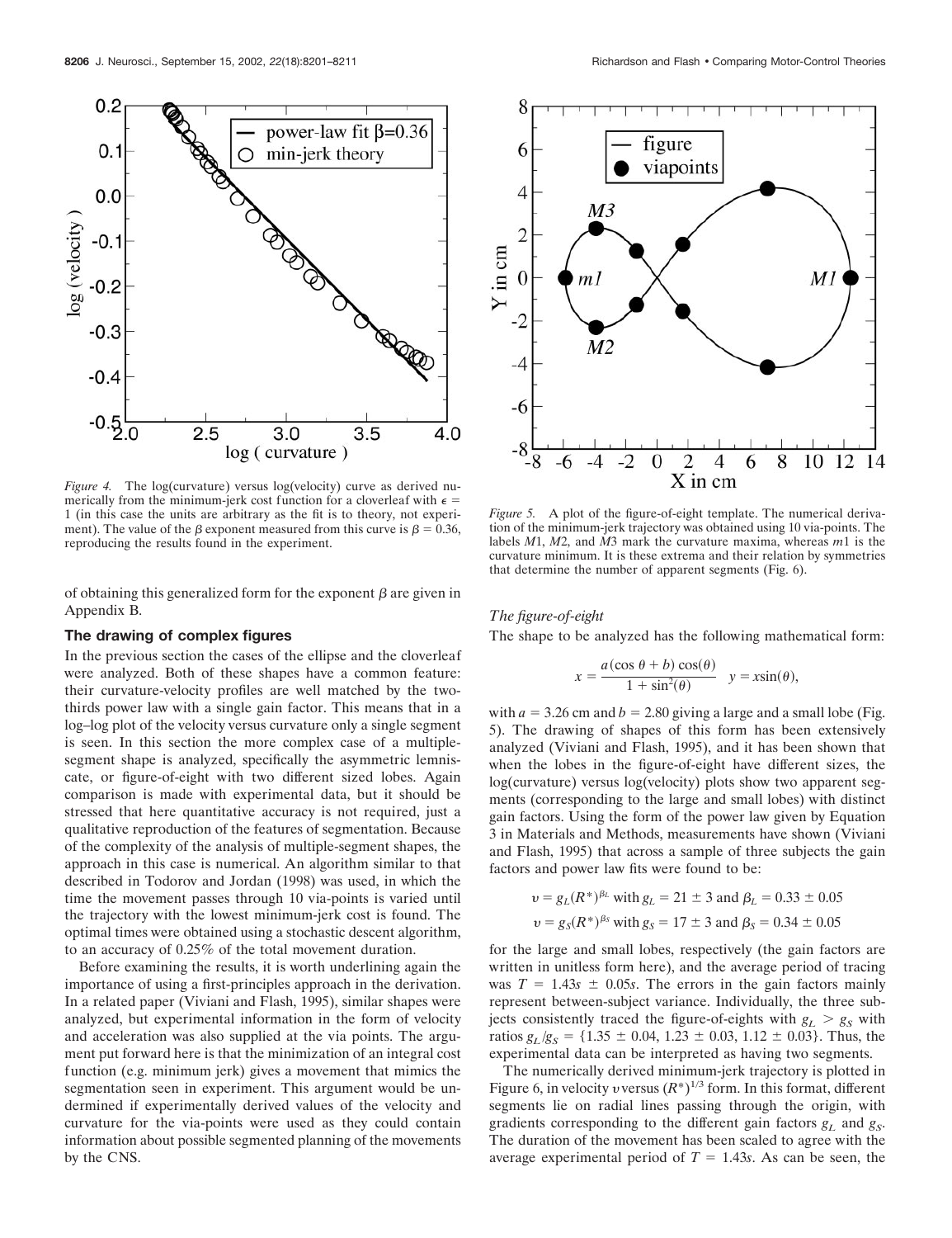*Figure 4.* The log(curvature) versus log(velocity) curve as derived numerically from the minimum-jerk cost function for a cloverleaf with $\epsilon = 1$ (in this case the units are arbitrary as the fit is to theory, not experiment). The value of the $\beta$ exponent measured from this curve is $\beta = 0.36$, reproducing the results found in the experiment.

*Figure 5.* A plot of the figure-of-eight template. The numerical derivation of the minimum-jerk trajectory was obtained using 10 via-points. The labels *M*1, *M*2, and *M*3 mark the curvature maxima, whereas *m*1 is the curvature minimum. It is these extrema and their relation by symmetries that determine the number of apparent segments (Fig. 6).

of obtaining this generalized form for the exponent $\beta$ are given in Appendix B.

## The drawing of complex figures

In the previous section the cases of the ellipse and the cloverleaf were analyzed. Both of these shapes have a common feature: their curvature-velocity profiles are well matched by the two-thirds power law with a single gain factor. This means that in a log–log plot of the velocity versus curvature only a single segment is seen. In this section the more complex case of a multiple-segment shape is analyzed, specifically the asymmetric lemniscate, or figure-of-eight with two different sized lobes. Again comparison is made with experimental data, but it should be stressed that here quantitative accuracy is not required, just a qualitative reproduction of the features of segmentation. Because of the complexity of the analysis of multiple-segment shapes, the approach in this case is numerical. An algorithm similar to that described in Todorov and Jordan (1998) was used, in which the time the movement passes through 10 via-points is varied until the trajectory with the lowest minimum-jerk cost is found. The optimal times were obtained using a stochastic descent algorithm, to an accuracy of 0.25% of the total movement duration.

Before examining the results, it is worth underlining again the importance of using a first-principles approach in the derivation. In a related paper (Viviani and Flash, 1995), similar shapes were analyzed, but experimental information in the form of velocity and acceleration was also supplied at the via points. The argument put forward here is that the minimization of an integral cost function (e.g. minimum jerk) gives a movement that mimics the segmentation seen in experiment. This argument would be undermined if experimentally derived values of the velocity and curvature for the via-points were used as they could contain information about possible segmented planning of the movements by the CNS.

### *The figure-of-eight*

The shape to be analyzed has the following mathematical form:

$$x = \frac{a(\cos\theta + b)\cos(\theta)}{1 + \sin^2(\theta)} \quad y = x\sin(\theta),$$

with $a = 3.26$ cm and $b = 2.80$ giving a large and a small lobe (Fig. 5). The drawing of shapes of this form has been extensively analyzed (Viviani and Flash, 1995), and it has been shown that when the lobes in the figure-of-eight have different sizes, the log(curvature) versus log(velocity) plots show two apparent segments (corresponding to the large and small lobes) with distinct gain factors. Using the form of the power law given by Equation 3 in Materials and Methods, measurements have shown (Viviani and Flash, 1995) that across a sample of three subjects the gain factors and power law fits were found to be:

$$v = g_L(R^*)^{\beta_L} \text{ with } g_L = 21 \pm 3 \text{ and } \beta_L = 0.33 \pm 0.05$$
$$v = g_S(R^*)^{\beta_S} \text{ with } g_S = 17 \pm 3 \text{ and } \beta_S = 0.34 \pm 0.05$$

for the large and small lobes, respectively (the gain factors are written in unitless form here), and the average period of tracing was $T = 1.43s \pm 0.05s$. The errors in the gain factors mainly represent between-subject variance. Individually, the three subjects consistently traced the figure-of-eights with $g_L > g_S$ with ratios $g_L/g_S = \{1.35 \pm 0.04, 1.23 \pm 0.03, 1.12 \pm 0.03\}$. Thus, the experimental data can be interpreted as having two segments.

The numerically derived minimum-jerk trajectory is plotted in Figure 6, in velocity $v$ versus $(R^*)^{1/3}$ form. In this format, different segments lie on radial lines passing through the origin, with gradients corresponding to the different gain factors $g_L$ and $g_S$. The duration of the movement has been scaled to agree with the average experimental period of $T = 1.43s$. As can be seen, the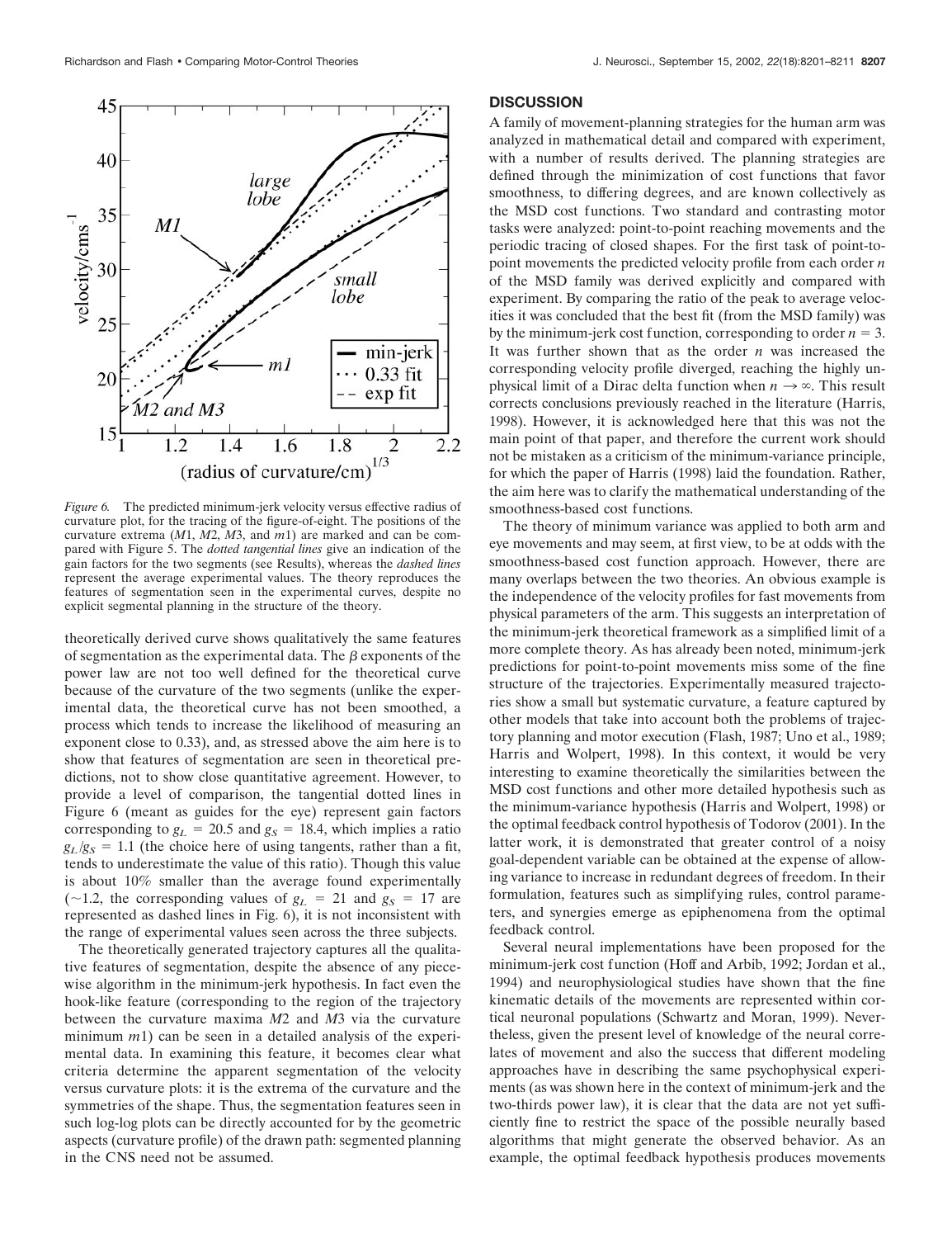*Figure 6.* The predicted minimum-jerk velocity versus effective radius of curvature plot, for the tracing of the figure-of-eight. The positions of the curvature extrema (*M*1, *M*2, *M*3, and *m*1) are marked and can be compared with Figure 5. The *dotted tangential lines* give an indication of the gain factors for the two segments (see Results), whereas the *dashed lines* represent the average experimental values. The theory reproduces the features of segmentation seen in the experimental curves, despite no explicit segmental planning in the structure of the theory.

theoretically derived curve shows qualitatively the same features of segmentation as the experimental data. The $\beta$ exponents of the power law are not too well defined for the theoretical curve because of the curvature of the two segments (unlike the experimental data, the theoretical curve has not been smoothed, a process which tends to increase the likelihood of measuring an exponent close to 0.33), and, as stressed above the aim here is to show that features of segmentation are seen in theoretical predictions, not to show close quantitative agreement. However, to provide a level of comparison, the tangential dotted lines in Figure 6 (meant as guides for the eye) represent gain factors corresponding to $g_L = 20.5$ and $g_S = 18.4$, which implies a ratio $g_L/g_S = 1.1$ (the choice here of using tangents, rather than a fit, tends to underestimate the value of this ratio). Though this value is about 10% smaller than the average found experimentally (~1.2, the corresponding values of $g_L = 21$ and $g_S = 17$ are represented as dashed lines in Fig. 6), it is not inconsistent with the range of experimental values seen across the three subjects.

The theoretically generated trajectory captures all the qualitative features of segmentation, despite the absence of any piecewise algorithm in the minimum-jerk hypothesis. In fact even the hook-like feature (corresponding to the region of the trajectory between the curvature maxima *M*2 and *M*3 via the curvature minimum *m*1) can be seen in a detailed analysis of the experimental data. In examining this feature, it becomes clear what criteria determine the apparent segmentation of the velocity versus curvature plots: it is the extrema of the curvature and the symmetries of the shape. Thus, the segmentation features seen in such log-log plots can be directly accounted for by the geometric aspects (curvature profile) of the drawn path: segmented planning in the CNS need not be assumed.

## DISCUSSION

A family of movement-planning strategies for the human arm was analyzed in mathematical detail and compared with experiment, with a number of results derived. The planning strategies are defined through the minimization of cost functions that favor smoothness, to differing degrees, and are known collectively as the MSD cost functions. Two standard and contrasting motor tasks were analyzed: point-to-point reaching movements and the periodic tracing of closed shapes. For the first task of point-to-point movements the predicted velocity profile from each order $n$ of the MSD family was derived explicitly and compared with experiment. By comparing the ratio of the peak to average velocities it was concluded that the best fit (from the MSD family) was by the minimum-jerk cost function, corresponding to order $n = 3$. It was further shown that as the order $n$ was increased the corresponding velocity profile diverged, reaching the highly unphysical limit of a Dirac delta function when $n \to \infty$. This result corrects conclusions previously reached in the literature (Harris, 1998). However, it is acknowledged here that this was not the main point of that paper, and therefore the current work should not be mistaken as a criticism of the minimum-variance principle, for which the paper of Harris (1998) laid the foundation. Rather, the aim here was to clarify the mathematical understanding of the smoothness-based cost functions.

The theory of minimum variance was applied to both arm and eye movements and may seem, at first view, to be at odds with the smoothness-based cost function approach. However, there are many overlaps between the two theories. An obvious example is the independence of the velocity profiles for fast movements from physical parameters of the arm. This suggests an interpretation of the minimum-jerk theoretical framework as a simplified limit of a more complete theory. As has already been noted, minimum-jerk predictions for point-to-point movements miss some of the fine structure of the trajectories. Experimentally measured trajectories show a small but systematic curvature, a feature captured by other models that take into account both the problems of trajectory planning and motor execution (Flash, 1987; Uno et al., 1989; Harris and Wolpert, 1998). In this context, it would be very interesting to examine theoretically the similarities between the MSD cost functions and other more detailed hypothesis such as the minimum-variance hypothesis (Harris and Wolpert, 1998) or the optimal feedback control hypothesis of Todorov (2001). In the latter work, it is demonstrated that greater control of a noisy goal-dependent variable can be obtained at the expense of allowing variance to increase in redundant degrees of freedom. In their formulation, features such as simplifying rules, control parameters, and synergies emerge as epiphenomena from the optimal feedback control.

Several neural implementations have been proposed for the minimum-jerk cost function (Hoff and Arbib, 1992; Jordan et al., 1994) and neurophysiological studies have shown that the fine kinematic details of the movements are represented within cortical neuronal populations (Schwartz and Moran, 1999). Nevertheless, given the present level of knowledge of the neural correlates of movement and also the success that different modeling approaches have in describing the same psychophysical experiments (as was shown here in the context of minimum-jerk and the two-thirds power law), it is clear that the data are not yet sufficiently fine to restrict the space of the possible neurally based algorithms that might generate the observed behavior. As an example, the optimal feedback hypothesis produces movements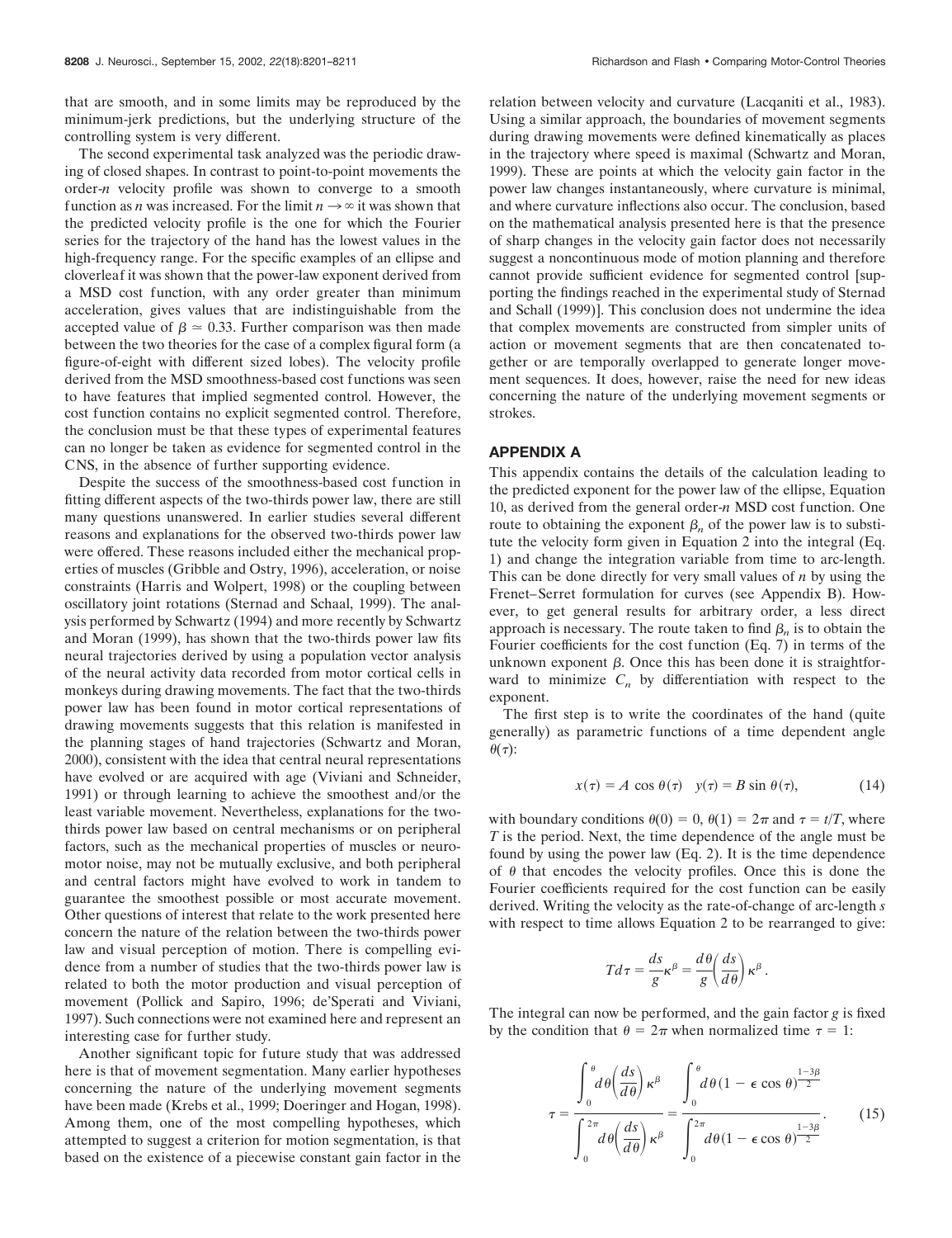that are smooth, and in some limits may be reproduced by the minimum-jerk predictions, but the underlying structure of the controlling system is very different.

The second experimental task analyzed was the periodic drawing of closed shapes. In contrast to point-to-point movements the order-$n$ velocity profile was shown to converge to a smooth function as $n$ was increased. For the limit $n \rightarrow \infty$ it was shown that the predicted velocity profile is the one for which the Fourier series for the trajectory of the hand has the lowest values in the high-frequency range. For the specific examples of an ellipse and cloverleaf it was shown that the power-law exponent derived from a MSD cost function, with any order greater than minimum acceleration, gives values that are indistinguishable from the accepted value of $\beta \simeq 0.33$. Further comparison was then made between the two theories for the case of a complex figural form (a figure-of-eight with different sized lobes). The velocity profile derived from the MSD smoothness-based cost functions was seen to have features that implied segmented control. However, the cost function contains no explicit segmented control. Therefore, the conclusion must be that these types of experimental features can no longer be taken as evidence for segmented control in the CNS, in the absence of further supporting evidence.

Despite the success of the smoothness-based cost function in fitting different aspects of the two-thirds power law, there are still many questions unanswered. In earlier studies several different reasons and explanations for the observed two-thirds power law were offered. These reasons included either the mechanical properties of muscles (Gribble and Ostry, 1996), acceleration, or noise constraints (Harris and Wolpert, 1998) or the coupling between oscillatory joint rotations (Sternad and Schaal, 1999). The analysis performed by Schwartz (1994) and more recently by Schwartz and Moran (1999), has shown that the two-thirds power law fits neural trajectories derived by using a population vector analysis of the neural activity data recorded from motor cortical cells in monkeys during drawing movements. The fact that the two-thirds power law has been found in motor cortical representations of drawing movements suggests that this relation is manifested in the planning stages of hand trajectories (Schwartz and Moran, 2000), consistent with the idea that central neural representations have evolved or are acquired with age (Viviani and Schneider, 1991) or through learning to achieve the smoothest and/or the least variable movement. Nevertheless, explanations for the two-thirds power law based on central mechanisms or on peripheral factors, such as the mechanical properties of muscles or neuromotor noise, may not be mutually exclusive, and both peripheral and central factors might have evolved to work in tandem to guarantee the smoothest possible or most accurate movement. Other questions of interest that relate to the work presented here concern the nature of the relation between the two-thirds power law and visual perception of motion. There is compelling evidence from a number of studies that the two-thirds power law is related to both the motor production and visual perception of movement (Pollick and Sapiro, 1996; de'Sperati and Viviani, 1997). Such connections were not examined here and represent an interesting case for further study.

Another significant topic for future study that was addressed here is that of movement segmentation. Many earlier hypotheses concerning the nature of the underlying movement segments have been made (Krebs et al., 1999; Doeringer and Hogan, 1998). Among them, one of the most compelling hypotheses, which attempted to suggest a criterion for motion segmentation, is that based on the existence of a piecewise constant gain factor in the relation between velocity and curvature (Lacqaniti et al., 1983). Using a similar approach, the boundaries of movement segments during drawing movements were defined kinematically as places in the trajectory where speed is maximal (Schwartz and Moran, 1999). These are points at which the velocity gain factor in the power law changes instantaneously, where curvature is minimal, and where curvature inflections also occur. The conclusion, based on the mathematical analysis presented here is that the presence of sharp changes in the velocity gain factor does not necessarily suggest a noncontinuous mode of motion planning and therefore cannot provide sufficient evidence for segmented control [supporting the findings reached in the experimental study of Sternad and Schall (1999)]. This conclusion does not undermine the idea that complex movements are constructed from simpler units of action or movement segments that are then concatenated together or are temporally overlapped to generate longer movement sequences. It does, however, raise the need for new ideas concerning the nature of the underlying movement segments or strokes.

## APPENDIX A

This appendix contains the details of the calculation leading to the predicted exponent for the power law of the ellipse, Equation 10, as derived from the general order-$n$ MSD cost function. One route to obtaining the exponent $\beta_n$ of the power law is to substitute the velocity form given in Equation 2 into the integral (Eq. 1) and change the integration variable from time to arc-length. This can be done directly for very small values of $n$ by using the Frenet–Serret formulation for curves (see Appendix B). However, to get general results for arbitrary order, a less direct approach is necessary. The route taken to find $\beta_n$ is to obtain the Fourier coefficients for the cost function (Eq. 7) in terms of the unknown exponent $\beta$. Once this has been done it is straightforward to minimize $C_n$ by differentiation with respect to the exponent.

The first step is to write the coordinates of the hand (quite generally) as parametric functions of a time dependent angle $\theta(\tau)$:

$$x(\tau) = A \cos \theta(\tau) \quad y(\tau) = B \sin \theta(\tau), \tag{14}$$

with boundary conditions $\theta(0) = 0$, $\theta(1) = 2\pi$ and $\tau = t/T$, where $T$ is the period. Next, the time dependence of the angle must be found by using the power law (Eq. 2). It is the time dependence of $\theta$ that encodes the velocity profiles. Once this is done the Fourier coefficients required for the cost function can be easily derived. Writing the velocity as the rate-of-change of arc-length $s$ with respect to time allows Equation 2 to be rearranged to give:

$$T d\tau = \frac{ds}{g}\kappa^{\beta} = \frac{d\theta}{g}\left(\frac{ds}{d\theta}\right)\kappa^{\beta}.$$

The integral can now be performed, and the gain factor $g$ is fixed by the condition that $\theta = 2\pi$ when normalized time $\tau = 1$:

$$\tau = \frac{\displaystyle\int_0^{\theta} d\theta\left(\frac{ds}{d\theta}\right)\kappa^{\beta}}{\displaystyle\int_0^{2\pi} d\theta\left(\frac{ds}{d\theta}\right)\kappa^{\beta}} = \frac{\displaystyle\int_0^{\theta} d\theta(1 - \epsilon \cos \theta)^{\frac{1-3\beta}{2}}}{\displaystyle\int_0^{2\pi} d\theta(1 - \epsilon \cos \theta)^{\frac{1-3\beta}{2}}}. \tag{15}$$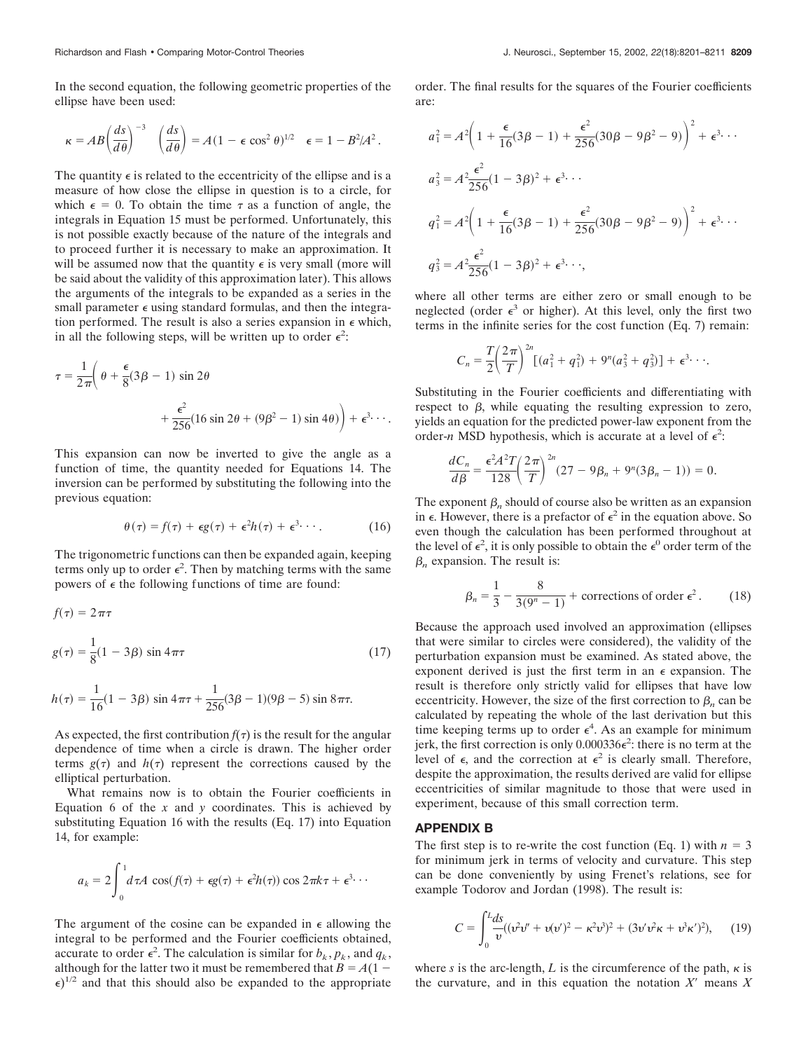In the second equation, the following geometric properties of the ellipse have been used:

$$\kappa = AB\left(\frac{ds}{d\theta}\right)^{-3} \quad \left(\frac{ds}{d\theta}\right) = A(1 - \epsilon \cos^2\theta)^{1/2} \quad \epsilon = 1 - B^2/A^2.$$

The quantity $\epsilon$ is related to the eccentricity of the ellipse and is a measure of how close the ellipse in question is to a circle, for which $\epsilon = 0$. To obtain the time $\tau$ as a function of angle, the integrals in Equation 15 must be performed. Unfortunately, this is not possible exactly because of the nature of the integrals and to proceed further it is necessary to make an approximation. It will be assumed now that the quantity $\epsilon$ is very small (more will be said about the validity of this approximation later). This allows the arguments of the integrals to be expanded as a series in the small parameter $\epsilon$ using standard formulas, and then the integration performed. The result is also a series expansion in $\epsilon$ which, in all the following steps, will be written up to order $\epsilon^2$:

$$\tau = \frac{1}{2\pi}\left(\theta + \frac{\epsilon}{8}(3\beta - 1)\sin 2\theta + \frac{\epsilon^2}{256}(16\sin 2\theta + (9\beta^2 - 1)\sin 4\theta)\right) + \epsilon^3 \cdots.$$

This expansion can now be inverted to give the angle as a function of time, the quantity needed for Equations 14. The inversion can be performed by substituting the following into the previous equation:

$$\theta(\tau) = f(\tau) + \epsilon g(\tau) + \epsilon^2 h(\tau) + \epsilon^3 \cdots. \tag{16}$$

The trigonometric functions can then be expanded again, keeping terms only up to order $\epsilon^2$. Then by matching terms with the same powers of $\epsilon$ the following functions of time are found:

$$f(\tau) = 2\pi\tau$$

$$g(\tau) = \frac{1}{8}(1 - 3\beta)\sin 4\pi\tau \tag{17}$$

$$h(\tau) = \frac{1}{16}(1 - 3\beta)\sin 4\pi\tau + \frac{1}{256}(3\beta - 1)(9\beta - 5)\sin 8\pi\tau.$$

As expected, the first contribution $f(\tau)$ is the result for the angular dependence of time when a circle is drawn. The higher order terms $g(\tau)$ and $h(\tau)$ represent the corrections caused by the elliptical perturbation.

What remains now is to obtain the Fourier coefficients in Equation 6 of the $x$ and $y$ coordinates. This is achieved by substituting Equation 16 with the results (Eq. 17) into Equation 14, for example:

$$a_k = 2\int_0^1 d\tau A\cos(f(\tau) + \epsilon g(\tau) + \epsilon^2 h(\tau))\cos 2\pi k\tau + \epsilon^3 \cdots$$

The argument of the cosine can be expanded in $\epsilon$ allowing the integral to be performed and the Fourier coefficients obtained, accurate to order $\epsilon^2$. The calculation is similar for $b_k$, $p_k$, and $q_k$, although for the latter two it must be remembered that $B = A(1 - \epsilon)^{1/2}$ and that this should also be expanded to the appropriate order. The final results for the squares of the Fourier coefficients are:

$$a_1^2 = A^2\left(1 + \frac{\epsilon}{16}(3\beta - 1) + \frac{\epsilon^2}{256}(30\beta - 9\beta^2 - 9)\right)^2 + \epsilon^3 \cdots$$

$$a_3^2 = A^2\frac{\epsilon^2}{256}(1 - 3\beta)^2 + \epsilon^3 \cdots$$

$$q_1^2 = A^2\left(1 + \frac{\epsilon}{16}(3\beta - 1) + \frac{\epsilon^2}{256}(30\beta - 9\beta^2 - 9)\right)^2 + \epsilon^3 \cdots$$

$$q_3^2 = A^2\frac{\epsilon^2}{256}(1 - 3\beta)^2 + \epsilon^3 \cdots,$$

where all other terms are either zero or small enough to be neglected (order $\epsilon^3$ or higher). At this level, only the first two terms in the infinite series for the cost function (Eq. 7) remain:

$$C_n = \frac{T}{2}\left(\frac{2\pi}{T}\right)^{2n}[(a_1^2 + q_1^2) + 9^n(a_3^2 + q_3^2)] + \epsilon^3 \cdots.$$

Substituting in the Fourier coefficients and differentiating with respect to $\beta$, while equating the resulting expression to zero, yields an equation for the predicted power-law exponent from the order-$n$ MSD hypothesis, which is accurate at a level of $\epsilon^2$:

$$\frac{dC_n}{d\beta} = \frac{\epsilon^2 A^2 T}{128}\left(\frac{2\pi}{T}\right)^{2n}(27 - 9\beta_n + 9^n(3\beta_n - 1)) = 0.$$

The exponent $\beta_n$ should of course also be written as an expansion in $\epsilon$. However, there is a prefactor of $\epsilon^2$ in the equation above. So even though the calculation has been performed throughout at the level of $\epsilon^2$, it is only possible to obtain the $\epsilon^0$ order term of the $\beta_n$ expansion. The result is:

$$\beta_n = \frac{1}{3} - \frac{8}{3(9^n - 1)} + \text{corrections of order } \epsilon^2. \tag{18}$$

Because the approach used involved an approximation (ellipses that were similar to circles were considered), the validity of the perturbation expansion must be examined. As stated above, the exponent derived is just the first term in an $\epsilon$ expansion. The result is therefore only strictly valid for ellipses that have low eccentricity. However, the size of the first correction to $\beta_n$ can be calculated by repeating the whole of the last derivation but this time keeping terms up to order $\epsilon^4$. As an example for minimum jerk, the first correction is only $0.000336\epsilon^2$: there is no term at the level of $\epsilon$, and the correction at $\epsilon^2$ is clearly small. Therefore, despite the approximation, the results derived are valid for ellipse eccentricities of similar magnitude to those that were used in experiment, because of this small correction term.

## APPENDIX B

The first step is to re-write the cost function (Eq. 1) with $n = 3$ for minimum jerk in terms of velocity and curvature. This step can be done conveniently by using Frenet's relations, see for example Todorov and Jordan (1998). The result is:

$$C = \int_0^L \frac{ds}{v}((v^2v'' + v(v')^2 - \kappa^2 v^3)^2 + (3v'v^2\kappa + v^3\kappa')^2), \tag{19}$$

where $s$ is the arc-length, $L$ is the circumference of the path, $\kappa$ is the curvature, and in this equation the notation $X'$ means $X$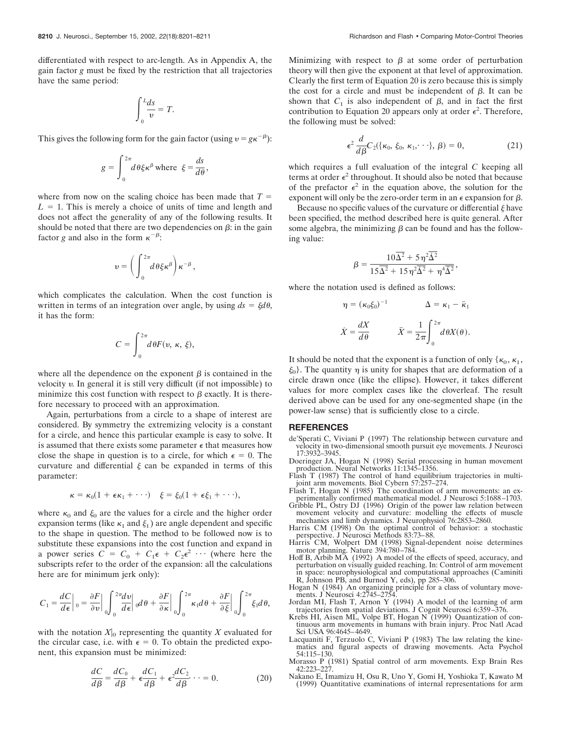differentiated with respect to arc-length. As in Appendix A, the gain factor $g$ must be fixed by the restriction that all trajectories have the same period:

$$\int_0^L \frac{ds}{v} = T.$$

This gives the following form for the gain factor (using $v = g\kappa^{-\beta}$):

$$g = \int_0^{2\pi} d\theta \xi \kappa^{\beta} \text{ where } \xi = \frac{ds}{d\theta},$$

where from now on the scaling choice has been made that $T = L = 1$. This is merely a choice of units of time and length and does not affect the generality of any of the following results. It should be noted that there are two dependencies on $\beta$: in the gain factor $g$ and also in the form $\kappa^{-\beta}$:

$$v = \left( \int_0^{2\pi} d\theta \xi \kappa^{\beta} \right) \kappa^{-\beta},$$

which complicates the calculation. When the cost function is written in terms of an integration over angle, by using $ds = \xi d\theta$, it has the form:

$$C = \int_0^{2\pi} d\theta F(v, \kappa, \xi),$$

where all the dependence on the exponent $\beta$ is contained in the velocity $v$. In general it is still very difficult (if not impossible) to minimize this cost function with respect to $\beta$ exactly. It is therefore necessary to proceed with an approximation.

Again, perturbations from a circle to a shape of interest are considered. By symmetry the extremizing velocity is a constant for a circle, and hence this particular example is easy to solve. It is assumed that there exists some parameter $\epsilon$ that measures how close the shape in question is to a circle, for which $\epsilon = 0$. The curvature and differential $\xi$ can be expanded in terms of this parameter:

$$\kappa = \kappa_0(1 + \epsilon\kappa_1 + \cdots) \quad \xi = \xi_0(1 + \epsilon\xi_1 + \cdots),$$

where $\kappa_0$ and $\xi_0$ are the values for a circle and the higher order expansion terms (like $\kappa_1$ and $\xi_1$) are angle dependent and specific to the shape in question. The method to be followed now is to substitute these expansions into the cost function and expand in a power series $C = C_0 + C_1\epsilon + C_2\epsilon^2 \cdots$ (where here the subscripts refer to the order of the expansion: all the calculations here are for minimum jerk only):

$$C_1 = \frac{dC}{d\epsilon}\bigg|_0 = \frac{\partial F}{\partial v}\bigg|_0 \int_0^{2\pi} \frac{dv}{d\epsilon}\bigg|_0 d\theta + \frac{\partial F}{\partial \kappa}\bigg|_0 \int_0^{2\pi} \kappa_1 d\theta + \frac{\partial F}{\partial \xi}\bigg|_0 \int_0^{2\pi} \xi_1 d\theta,$$

with the notation $X|_0$ representing the quantity $X$ evaluated for the circular case, i.e. with $\epsilon = 0$. To obtain the predicted exponent, this expansion must be minimized:

$$\frac{dC}{d\beta} = \frac{dC_0}{d\beta} + \epsilon\frac{dC_1}{d\beta} + \epsilon^2\frac{dC_2}{d\beta} \cdots = 0. \tag{20}$$

Minimizing with respect to $\beta$ at some order of perturbation theory will then give the exponent at that level of approximation. Clearly the first term of Equation 20 is zero because this is simply the cost for a circle and must be independent of $\beta$. It can be shown that $C_1$ is also independent of $\beta$, and in fact the first contribution to Equation 20 appears only at order $\epsilon^2$. Therefore, the following must be solved:

$$\epsilon^2 \frac{d}{d\beta} C_2(\{\kappa_0, \xi_0, \kappa_1, \cdots\}, \beta) = 0, \tag{21}$$

which requires a full evaluation of the integral $C$ keeping all terms at order $\epsilon^2$ throughout. It should also be noted that because of the prefactor $\epsilon^2$ in the equation above, the solution for the exponent will only be the zero-order term in an $\epsilon$ expansion for $\beta$.

Because no specific values of the curvature or differential $\xi$ have been specified, the method described here is quite general. After some algebra, the minimizing $\beta$ can be found and has the following value:

$$\beta = \frac{10\overline{\Delta^2} + 5\eta^2\overline{\dot{\Delta}^2}}{15\overline{\Delta^2} + 15\eta^2\overline{\dot{\Delta}^2} + \eta^4\overline{\ddot{\Delta}^2}},$$

where the notation used is defined as follows:

$$\eta = (\kappa_0\xi_0)^{-1} \qquad \Delta = \kappa_1 - \bar{\kappa}_1$$

$$\dot{X} = \frac{dX}{d\theta} \qquad \bar{X} = \frac{1}{2\pi}\int_0^{2\pi} d\theta X(\theta).$$

It should be noted that the exponent is a function of only $\{\kappa_0, \kappa_1, \xi_0\}$. The quantity $\eta$ is unity for shapes that are deformation of a circle drawn once (like the ellipse). However, it takes different values for more complex cases like the cloverleaf. The result derived above can be used for any one-segmented shape (in the power-law sense) that is sufficiently close to a circle.

## REFERENCES

de'Sperati C, Viviani P (1997) The relationship between curvature and velocity in two-dimensional smooth pursuit eye movements. J Neurosci 17:3932–3945.

Doeringer JA, Hogan N (1998) Serial processing in human movement production. Neural Networks 11:1345–1356.

Flash T (1987) The control of hand equilibrium trajectories in multi-joint arm movements. Biol Cybern 57:257–274.

Flash T, Hogan N (1985) The coordination of arm movements: an experimentally confirmed mathematical model. J Neurosci 5:1688–1703.

Gribble PL, Ostry DJ (1996) Origin of the power law relation between movement velocity and curvature: modelling the effects of muscle mechanics and limb dynamics. J Neurophysiol 76:2853–2860.

Harris CM (1998) On the optimal control of behavior: a stochastic perspective. J Neurosci Methods 83:73–88.

Harris CM, Wolpert DM (1998) Signal-dependent noise determines motor planning. Nature 394:780–784.

Hoff B, Arbib MA (1992) A model of the effects of speed, accuracy, and perturbation on visually guided reaching. In: Control of arm movement in space: neurophysiological and computational approaches (Caminiti R, Johnson PB, and Burnod Y, eds), pp 285–306.

Hogan N (1984) An organizing principle for a class of voluntary movements. J Neurosci 4:2745–2754.

Jordan MI, Flash T, Arnon Y (1994) A model of the learning of arm trajectories from spatial deviations. J Cognit Neurosci 6:359–376.

Krebs HI, Aisen ML, Volpe BT, Hogan N (1999) Quantization of continuous arm movements in humans with brain injury. Proc Natl Acad Sci USA 96:4645–4649.

Lacquaniti F, Terzuolo C, Viviani P (1983) The law relating the kinematics and figural aspects of drawing movements. Acta Psychol 54:115–130.

Morasso P (1981) Spatial control of arm movements. Exp Brain Res 42:223–227.

Nakano E, Imamizu H, Osu R, Uno Y, Gomi H, Yoshioka T, Kawato M (1999) Quantitative examinations of internal representations for arm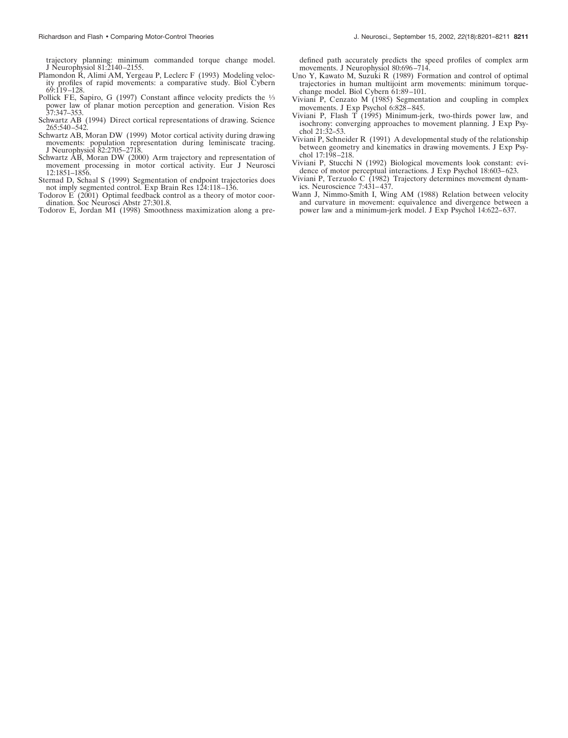trajectory planning: minimum commanded torque change model. J Neurophysiol 81:2140–2155.

Plamondon R, Alimi AM, Yergeau P, Leclerc F (1993) Modeling velocity profiles of rapid movements: a comparative study. Biol Cybern 69:119–128.

Pollick FE, Sapiro, G (1997) Constant affince velocity predicts the ⅓ power law of planar motion perception and generation. Vision Res 37:347–353.

Schwartz AB (1994) Direct cortical representations of drawing. Science 265:540–542.

Schwartz AB, Moran DW (1999) Motor cortical activity during drawing movements: population representation during leminiscate tracing. J Neurophysiol 82:2705–2718.

Schwartz AB, Moran DW (2000) Arm trajectory and representation of movement processing in motor cortical activity. Eur J Neurosci 12:1851–1856.

Sternad D, Schaal S (1999) Segmentation of endpoint trajectories does not imply segmented control. Exp Brain Res 124:118–136.

Todorov E (2001) Optimal feedback control as a theory of motor coordination. Soc Neurosci Abstr 27:301.8.

Todorov E, Jordan MI (1998) Smoothness maximization along a predefined path accurately predicts the speed profiles of complex arm movements. J Neurophysiol 80:696–714.

Uno Y, Kawato M, Suzuki R (1989) Formation and control of optimal trajectories in human multijoint arm movements: minimum torque-change model. Biol Cybern 61:89–101.

Viviani P, Cenzato M (1985) Segmentation and coupling in complex movements. J Exp Psychol 6:828–845.

Viviani P, Flash T (1995) Minimum-jerk, two-thirds power law, and isochrony: converging approaches to movement planning. J Exp Psychol 21:32–53.

Viviani P, Schneider R (1991) A developmental study of the relationship between geometry and kinematics in drawing movements. J Exp Psychol 17:198–218.

Viviani P, Stucchi N (1992) Biological movements look constant: evidence of motor perceptual interactions. J Exp Psychol 18:603–623.

Viviani P, Terzuolo C (1982) Trajectory determines movement dynamics. Neuroscience 7:431–437.

Wann J, Nimmo-Smith I, Wing AM (1988) Relation between velocity and curvature in movement: equivalence and divergence between a power law and a minimum-jerk model. J Exp Psychol 14:622–637.